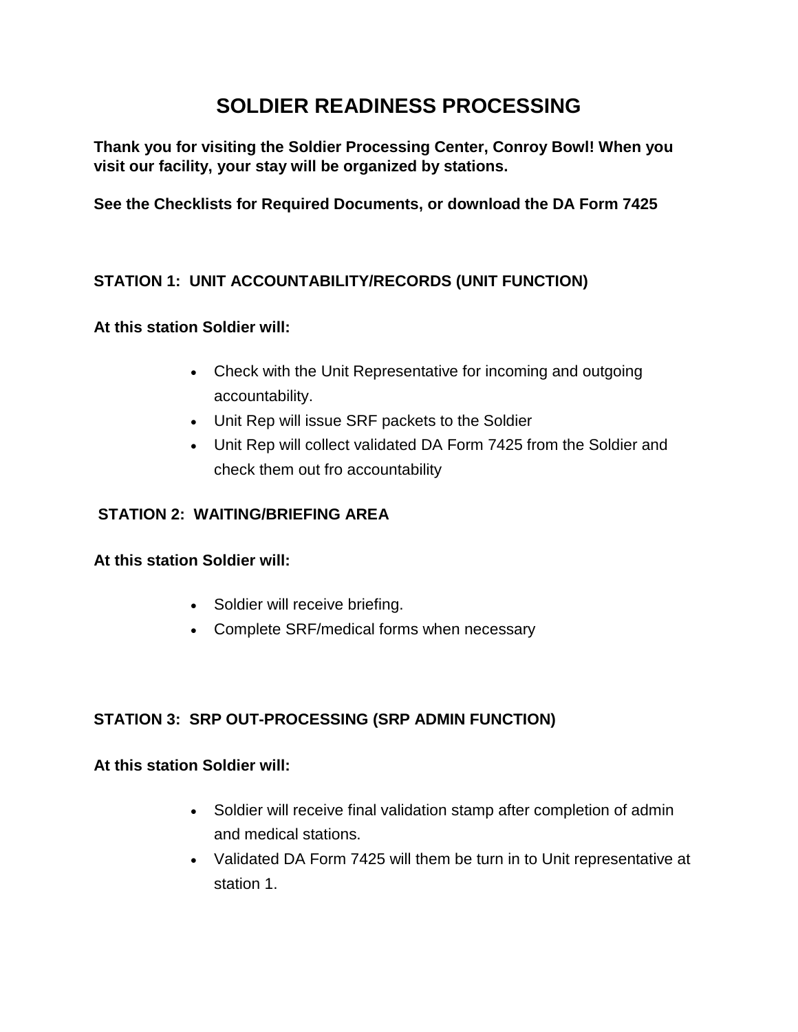# SOLDIER READINESS PROCESSING

**Thank you for visiting the Soldier Processing Center, Conroy Bowl! When you visit our facility, your stay will be organized by stations.**

**See the Checklists for Required Documents, or download the DA Form 7425**

## STATION 1: UNIT ACCOUNTABILITY/RECORDS (UNIT FUNCTION)

**At this station Soldier will:**

- Check with the Unit Representative for incoming and outgoing accountability.
- Unit Rep will issue SRF packets to the Soldier
- Unit Rep will collect validated DA Form 7425 from the Soldier and check them out fro accountability

## STATION 2: WAITING/BRIEFING AREA

**At this station Soldier will:**

- Soldier will receive briefing.
- Complete SRF/medical forms when necessary

## STATION 3: SRP OUT-PROCESSING (SRP ADMIN FUNCTION)

**At this station Soldier will:**

- Soldier will receive final validation stamp after completion of admin and medical stations.
- Validated DA Form 7425 will them be turn in to Unit representative at station 1.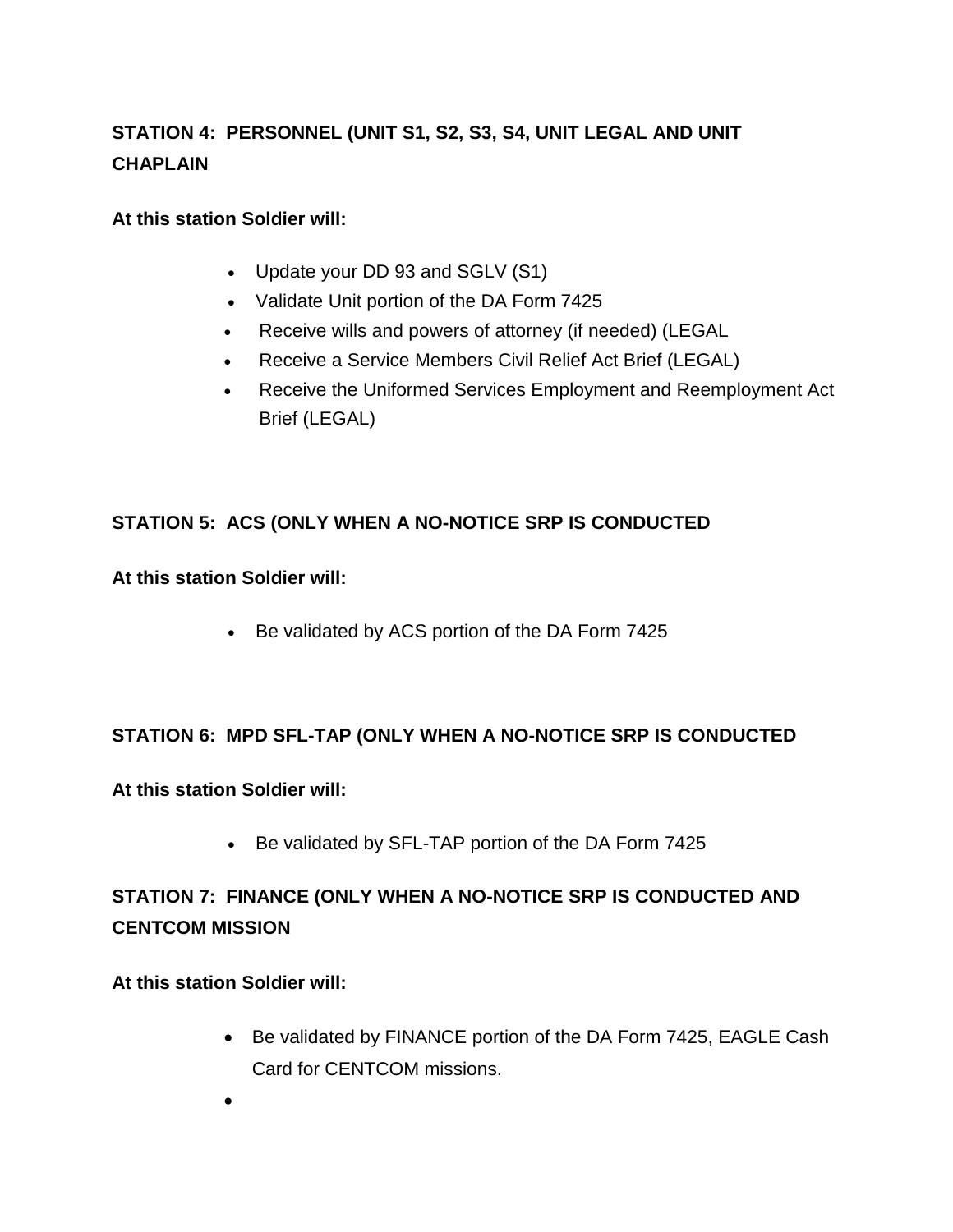### STATION 4: PERSONNEL (UNIT S1, S2, S3, S4, UNIT LEGAL AND UNIT CHAPLAIN

**At this station Soldier will:**

- Update your DD 93 and SGLV (S1)
- Validate Unit portion of the DA Form 7425
- Receive wills and powers of attorney (if needed) (LEGAL
- Receive a Service Members Civil Relief Act Brief (LEGAL)
- Receive the Uniformed Services Employment and Reemployment Act Brief (LEGAL)

### STATION 5: ACS (ONLY WHEN A NO-NOTICE SRP IS CONDUCTED

**At this station Soldier will:**

- Be validated by ACS portion of the DA Form 7425

### STATION 6: MPD SFL-TAP (ONLY WHEN A NO-NOTICE SRP IS CONDUCTED

**At this station Soldier will:**

- Be validated by SFL-TAP portion of the DA Form 7425

### STATION 7: FINANCE (ONLY WHEN A NO-NOTICE SRP IS CONDUCTED AND CENTCOM MISSION

**At this station Soldier will:**

- Be validated by FINANCE portion of the DA Form 7425, EAGLE Cash Card for CENTCOM missions.
-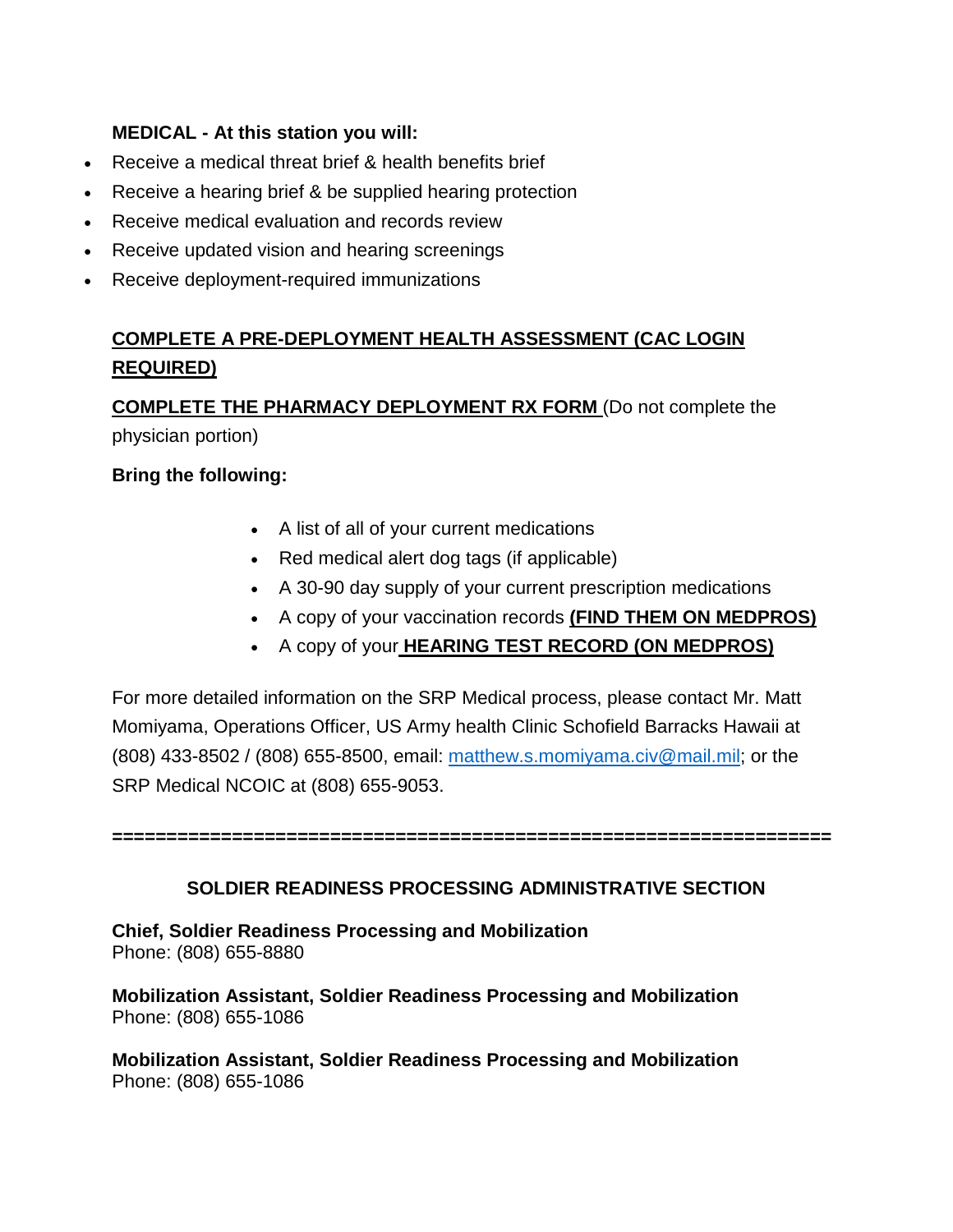**MEDICAL - At this station you will:**

- Receive a medical threat brief & health benefits brief
- Receive a hearing brief & be supplied hearing protection
- Receive medical evaluation and records review
- Receive updated vision and hearing screenings
- Receive deployment-required immunizations

**COMPLETE A PRE-DEPLOYMENT HEALTH ASSESSMENT (CAC LOGIN REQUIRED)**

**COMPLETE THE PHARMACY DEPLOYMENT RX FORM** (Do not complete the physician portion)

**Bring the following:**

- A list of all of your current medications
- Red medical alert dog tags (if applicable)
- A 30-90 day supply of your current prescription medications
- A copy of your vaccination records **(FIND THEM ON MEDPROS)**
- A copy of your **HEARING TEST RECORD (ON MEDPROS)**

For more detailed information on the SRP Medical process, please contact Mr. Matt Momiyama, Operations Officer, US Army health Clinic Schofield Barracks Hawaii at (808) 433-8502 / (808) 655-8500, email: matthew.s.momiyama.civ@mail.mil; or the SRP Medical NCOIC at (808) 655-9053.

==================================================================

## SOLDIER READINESS PROCESSING ADMINISTRATIVE SECTION

**Chief, Soldier Readiness Processing and Mobilization**
Phone: (808) 655-8880

**Mobilization Assistant, Soldier Readiness Processing and Mobilization**
Phone: (808) 655-1086

**Mobilization Assistant, Soldier Readiness Processing and Mobilization**
Phone: (808) 655-1086